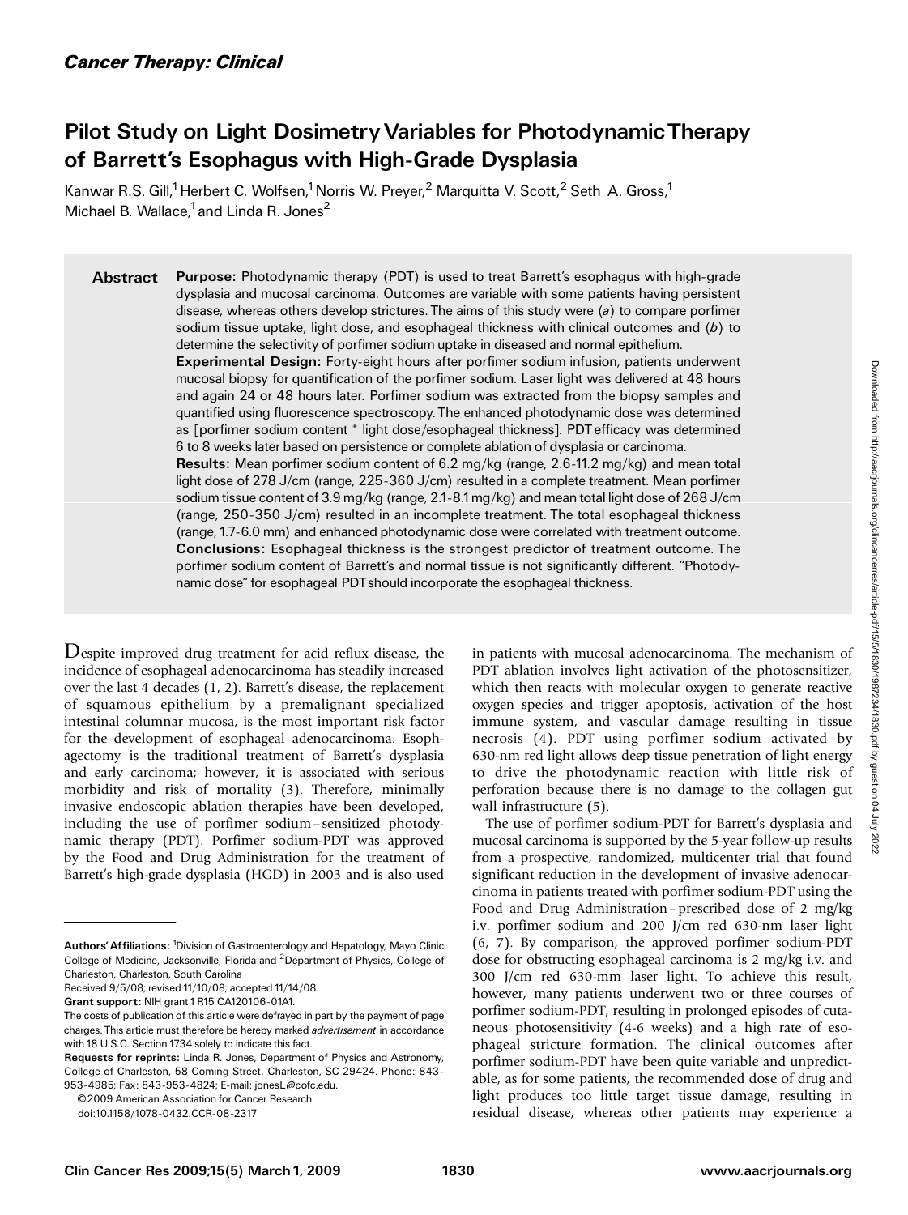Cancer Therapy: Clinical

# Pilot Study on Light Dosimetry Variables for Photodynamic Therapy of Barrett's Esophagus with High-Grade Dysplasia

Kanwar R.S. Gill,[1] Herbert C. Wolfsen,[1] Norris W. Preyer,[2] Marquitta V. Scott,[2] Seth A. Gross,[1] Michael B. Wallace,[1] and Linda R. Jones[2]

**Abstract**

**Purpose:** Photodynamic therapy (PDT) is used to treat Barrett's esophagus with high-grade dysplasia and mucosal carcinoma. Outcomes are variable with some patients having persistent disease, whereas others develop strictures. The aims of this study were (*a*) to compare porfimer sodium tissue uptake, light dose, and esophageal thickness with clinical outcomes and (*b*) to determine the selectivity of porfimer sodium uptake in diseased and normal epithelium.

**Experimental Design:** Forty-eight hours after porfimer sodium infusion, patients underwent mucosal biopsy for quantification of the porfimer sodium. Laser light was delivered at 48 hours and again 24 or 48 hours later. Porfimer sodium was extracted from the biopsy samples and quantified using fluorescence spectroscopy. The enhanced photodynamic dose was determined as [porfimer sodium content * light dose/esophageal thickness]. PDT efficacy was determined 6 to 8 weeks later based on persistence or complete ablation of dysplasia or carcinoma.

**Results:** Mean porfimer sodium content of 6.2 mg/kg (range, 2.6-11.2 mg/kg) and mean total light dose of 278 J/cm (range, 225-360 J/cm) resulted in a complete treatment. Mean porfimer sodium tissue content of 3.9 mg/kg (range, 2.1-8.1 mg/kg) and mean total light dose of 268 J/cm (range, 250-350 J/cm) resulted in an incomplete treatment. The total esophageal thickness (range, 1.7-6.0 mm) and enhanced photodynamic dose were correlated with treatment outcome.

**Conclusions:** Esophageal thickness is the strongest predictor of treatment outcome. The porfimer sodium content of Barrett's and normal tissue is not significantly different. "Photodynamic dose" for esophageal PDT should incorporate the esophageal thickness.

Despite improved drug treatment for acid reflux disease, the incidence of esophageal adenocarcinoma has steadily increased over the last 4 decades (1, 2). Barrett's disease, the replacement of squamous epithelium by a premalignant specialized intestinal columnar mucosa, is the most important risk factor for the development of esophageal adenocarcinoma. Esophagectomy is the traditional treatment of Barrett's dysplasia and early carcinoma; however, it is associated with serious morbidity and risk of mortality (3). Therefore, minimally invasive endoscopic ablation therapies have been developed, including the use of porfimer sodium–sensitized photodynamic therapy (PDT). Porfimer sodium-PDT was approved by the Food and Drug Administration for the treatment of Barrett's high-grade dysplasia (HGD) in 2003 and is also used in patients with mucosal adenocarcinoma. The mechanism of PDT ablation involves light activation of the photosensitizer, which then reacts with molecular oxygen to generate reactive oxygen species and trigger apoptosis, activation of the host immune system, and vascular damage resulting in tissue necrosis (4). PDT using porfimer sodium activated by 630-nm red light allows deep tissue penetration of light energy to drive the photodynamic reaction with little risk of perforation because there is no damage to the collagen gut wall infrastructure (5).

The use of porfimer sodium-PDT for Barrett's dysplasia and mucosal carcinoma is supported by the 5-year follow-up results from a prospective, randomized, multicenter trial that found significant reduction in the development of invasive adenocarcinoma in patients treated with porfimer sodium-PDT using the Food and Drug Administration–prescribed dose of 2 mg/kg i.v. porfimer sodium and 200 J/cm red 630-nm laser light (6, 7). By comparison, the approved porfimer sodium-PDT dose for obstructing esophageal carcinoma is 2 mg/kg i.v. and 300 J/cm red 630-mm laser light. To achieve this result, however, many patients underwent two or three courses of porfimer sodium-PDT, resulting in prolonged episodes of cutaneous photosensitivity (4-6 weeks) and a high rate of esophageal stricture formation. The clinical outcomes after porfimer sodium-PDT have been quite variable and unpredictable, as for some patients, the recommended dose of drug and light produces too little target tissue damage, resulting in residual disease, whereas other patients may experience a

---

**Authors' Affiliations:** [1]Division of Gastroenterology and Hepatology, Mayo Clinic College of Medicine, Jacksonville, Florida and [2]Department of Physics, College of Charleston, Charleston, South Carolina

Received 9/5/08; revised 11/10/08; accepted 11/14/08.

**Grant support:** NIH grant 1 R15 CA120106-01A1.

The costs of publication of this article were defrayed in part by the payment of page charges. This article must therefore be hereby marked *advertisement* in accordance with 18 U.S.C. Section 1734 solely to indicate this fact.

**Requests for reprints:** Linda R. Jones, Department of Physics and Astronomy, College of Charleston, 58 Coming Street, Charleston, SC 29424. Phone: 843-953-4985; Fax: 843-953-4824; E-mail: jonesL@cofc.edu.

©2009 American Association for Cancer Research.

doi:10.1158/1078-0432.CCR-08-2317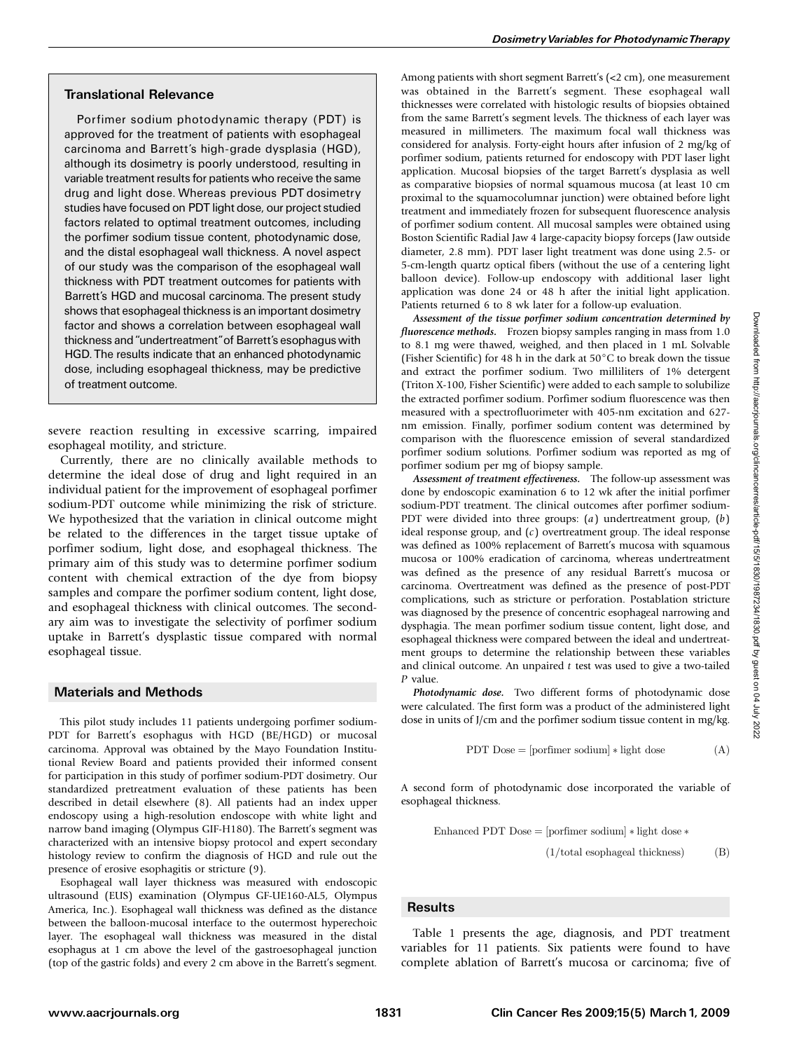### Translational Relevance

Porfimer sodium photodynamic therapy (PDT) is approved for the treatment of patients with esophageal carcinoma and Barrett's high-grade dysplasia (HGD), although its dosimetry is poorly understood, resulting in variable treatment results for patients who receive the same drug and light dose. Whereas previous PDT dosimetry studies have focused on PDT light dose, our project studied factors related to optimal treatment outcomes, including the porfimer sodium tissue content, photodynamic dose, and the distal esophageal wall thickness. A novel aspect of our study was the comparison of the esophageal wall thickness with PDT treatment outcomes for patients with Barrett's HGD and mucosal carcinoma. The present study shows that esophageal thickness is an important dosimetry factor and shows a correlation between esophageal wall thickness and "undertreatment" of Barrett's esophagus with HGD. The results indicate that an enhanced photodynamic dose, including esophageal thickness, may be predictive of treatment outcome.

severe reaction resulting in excessive scarring, impaired esophageal motility, and stricture.

Currently, there are no clinically available methods to determine the ideal dose of drug and light required in an individual patient for the improvement of esophageal porfimer sodium-PDT outcome while minimizing the risk of stricture. We hypothesized that the variation in clinical outcome might be related to the differences in the target tissue uptake of porfimer sodium, light dose, and esophageal thickness. The primary aim of this study was to determine porfimer sodium content with chemical extraction of the dye from biopsy samples and compare the porfimer sodium content, light dose, and esophageal thickness with clinical outcomes. The secondary aim was to investigate the selectivity of porfimer sodium uptake in Barrett's dysplastic tissue compared with normal esophageal tissue.

## Materials and Methods

This pilot study includes 11 patients undergoing porfimer sodium-PDT for Barrett's esophagus with HGD (BE/HGD) or mucosal carcinoma. Approval was obtained by the Mayo Foundation Institutional Review Board and patients provided their informed consent for participation in this study of porfimer sodium-PDT dosimetry. Our standardized pretreatment evaluation of these patients has been described in detail elsewhere (8). All patients had an index upper endoscopy using a high-resolution endoscope with white light and narrow band imaging (Olympus GIF-H180). The Barrett's segment was characterized with an intensive biopsy protocol and expert secondary histology review to confirm the diagnosis of HGD and rule out the presence of erosive esophagitis or stricture (9).

Esophageal wall layer thickness was measured with endoscopic ultrasound (EUS) examination (Olympus GF-UE160-AL5, Olympus America, Inc.). Esophageal wall thickness was defined as the distance between the balloon-mucosal interface to the outermost hyperechoic layer. The esophageal wall thickness was measured in the distal esophagus at 1 cm above the level of the gastroesophageal junction (top of the gastric folds) and every 2 cm above in the Barrett's segment. Among patients with short segment Barrett's (<2 cm), one measurement was obtained in the Barrett's segment. These esophageal wall thicknesses were correlated with histologic results of biopsies obtained from the same Barrett's segment levels. The thickness of each layer was measured in millimeters. The maximum focal wall thickness was considered for analysis. Forty-eight hours after infusion of 2 mg/kg of porfimer sodium, patients returned for endoscopy with PDT laser light application. Mucosal biopsies of the target Barrett's dysplasia as well as comparative biopsies of normal squamous mucosa (at least 10 cm proximal to the squamocolumnar junction) were obtained before light treatment and immediately frozen for subsequent fluorescence analysis of porfimer sodium content. All mucosal samples were obtained using Boston Scientific Radial Jaw 4 large-capacity biopsy forceps (Jaw outside diameter, 2.8 mm). PDT laser light treatment was done using 2.5- or 5-cm-length quartz optical fibers (without the use of a centering light balloon device). Follow-up endoscopy with additional laser light application was done 24 or 48 h after the initial light application. Patients returned 6 to 8 wk later for a follow-up evaluation.

***Assessment of the tissue porfimer sodium concentration determined by fluorescence methods.*** Frozen biopsy samples ranging in mass from 1.0 to 8.1 mg were thawed, weighed, and then placed in 1 mL Solvable (Fisher Scientific) for 48 h in the dark at 50°C to break down the tissue and extract the porfimer sodium. Two milliliters of 1% detergent (Triton X-100, Fisher Scientific) were added to each sample to solubilize the extracted porfimer sodium. Porfimer sodium fluorescence was then measured with a spectrofluorimeter with 405-nm excitation and 627-nm emission. Finally, porfimer sodium content was determined by comparison with the fluorescence emission of several standardized porfimer sodium solutions. Porfimer sodium was reported as mg of porfimer sodium per mg of biopsy sample.

***Assessment of treatment effectiveness.*** The follow-up assessment was done by endoscopic examination 6 to 12 wk after the initial porfimer sodium-PDT treatment. The clinical outcomes after porfimer sodium-PDT were divided into three groups: (*a*) undertreatment group, (*b*) ideal response group, and (*c*) overtreatment group. The ideal response was defined as 100% replacement of Barrett's mucosa with squamous mucosa or 100% eradication of carcinoma, whereas undertreatment was defined as the presence of any residual Barrett's mucosa or carcinoma. Overtreatment was defined as the presence of post-PDT complications, such as stricture or perforation. Postablation stricture was diagnosed by the presence of concentric esophageal narrowing and dysphagia. The mean porfimer sodium tissue content, light dose, and esophageal thickness were compared between the ideal and undertreatment groups to determine the relationship between these variables and clinical outcome. An unpaired *t* test was used to give a two-tailed *P* value.

***Photodynamic dose.*** Two different forms of photodynamic dose were calculated. The first form was a product of the administered light dose in units of J/cm and the porfimer sodium tissue content in mg/kg.

$$\text{PDT Dose} = [\text{porfimer sodium}] * \text{light dose} \qquad (A)$$

A second form of photodynamic dose incorporated the variable of esophageal thickness.

$$\text{Enhanced PDT Dose} = [\text{porfimer sodium}] * \text{light dose} * (1/\text{total esophageal thickness}) \qquad (B)$$

## Results

Table 1 presents the age, diagnosis, and PDT treatment variables for 11 patients. Six patients were found to have complete ablation of Barrett's mucosa or carcinoma; five of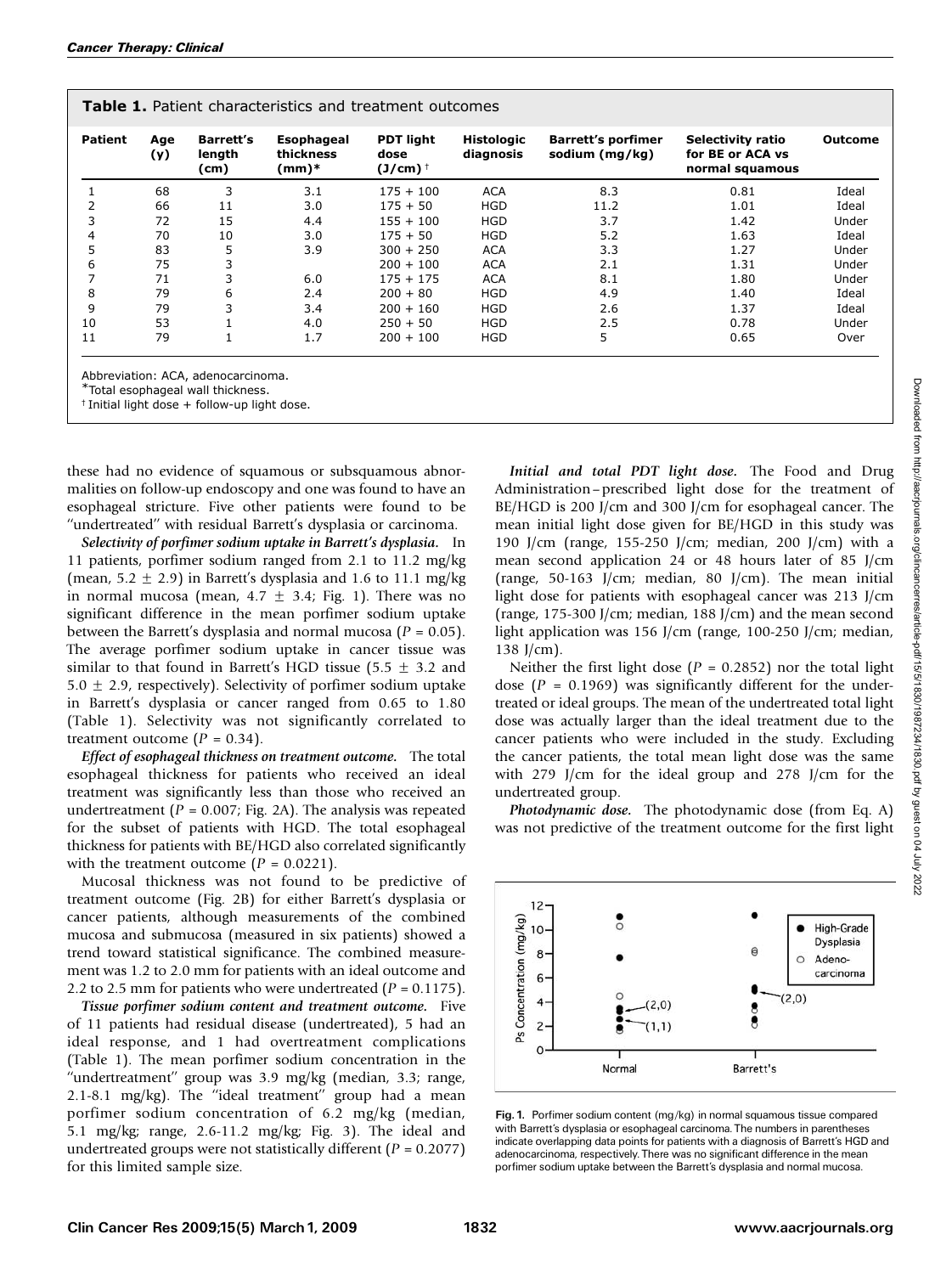**Table 1.** Patient characteristics and treatment outcomes

| Patient | Age (y) | Barrett's length (cm) | Esophageal thickness (mm)* | PDT light dose (J/cm) † | Histologic diagnosis | Barrett's porfimer sodium (mg/kg) | Selectivity ratio for BE or ACA vs normal squamous | Outcome |
|---|---|---|---|---|---|---|---|---|
| 1 | 68 | 3 | 3.1 | 175 + 100 | ACA | 8.3 | 0.81 | Ideal |
| 2 | 66 | 11 | 3.0 | 175 + 50 | HGD | 11.2 | 1.01 | Ideal |
| 3 | 72 | 15 | 4.4 | 155 + 100 | HGD | 3.7 | 1.42 | Under |
| 4 | 70 | 10 | 3.0 | 175 + 50 | HGD | 5.2 | 1.63 | Ideal |
| 5 | 83 | 5 | 3.9 | 300 + 250 | ACA | 3.3 | 1.27 | Under |
| 6 | 75 | 3 | | 200 + 100 | ACA | 2.1 | 1.31 | Under |
| 7 | 71 | 3 | 6.0 | 175 + 175 | ACA | 8.1 | 1.80 | Under |
| 8 | 79 | 6 | 2.4 | 200 + 80 | HGD | 4.9 | 1.40 | Ideal |
| 9 | 79 | 3 | 3.4 | 200 + 160 | HGD | 2.6 | 1.37 | Ideal |
| 10 | 53 | 1 | 4.0 | 250 + 50 | HGD | 2.5 | 0.78 | Under |
| 11 | 79 | 1 | 1.7 | 200 + 100 | HGD | 5 | 0.65 | Over |

Abbreviation: ACA, adenocarcinoma.
*Total esophageal wall thickness.
† Initial light dose + follow-up light dose.

these had no evidence of squamous or subsquamous abnormalities on follow-up endoscopy and one was found to have an esophageal stricture. Five other patients were found to be "undertreated" with residual Barrett's dysplasia or carcinoma.

***Selectivity of porfimer sodium uptake in Barrett's dysplasia.*** In 11 patients, porfimer sodium ranged from 2.1 to 11.2 mg/kg (mean, 5.2 ± 2.9) in Barrett's dysplasia and 1.6 to 11.1 mg/kg in normal mucosa (mean, 4.7 ± 3.4; Fig. 1). There was no significant difference in the mean porfimer sodium uptake between the Barrett's dysplasia and normal mucosa ($P = 0.05$). The average porfimer sodium uptake in cancer tissue was similar to that found in Barrett's HGD tissue (5.5 ± 3.2 and 5.0 ± 2.9, respectively). Selectivity of porfimer sodium uptake in Barrett's dysplasia or cancer ranged from 0.65 to 1.80 (Table 1). Selectivity was not significantly correlated to treatment outcome ($P = 0.34$).

***Effect of esophageal thickness on treatment outcome.*** The total esophageal thickness for patients who received an ideal treatment was significantly less than those who received an undertreatment ($P = 0.007$; Fig. 2A). The analysis was repeated for the subset of patients with HGD. The total esophageal thickness for patients with BE/HGD also correlated significantly with the treatment outcome ($P = 0.0221$).

Mucosal thickness was not found to be predictive of treatment outcome (Fig. 2B) for either Barrett's dysplasia or cancer patients, although measurements of the combined mucosa and submucosa (measured in six patients) showed a trend toward statistical significance. The combined measurement was 1.2 to 2.0 mm for patients with an ideal outcome and 2.2 to 2.5 mm for patients who were undertreated ($P = 0.1175$).

***Tissue porfimer sodium content and treatment outcome.*** Five of 11 patients had residual disease (undertreated), 5 had an ideal response, and 1 had overtreatment complications (Table 1). The mean porfimer sodium concentration in the "undertreatment" group was 3.9 mg/kg (median, 3.3; range, 2.1-8.1 mg/kg). The "ideal treatment" group had a mean porfimer sodium concentration of 6.2 mg/kg (median, 5.1 mg/kg; range, 2.6-11.2 mg/kg; Fig. 3). The ideal and undertreated groups were not statistically different ($P = 0.2077$) for this limited sample size.

***Initial and total PDT light dose.*** The Food and Drug Administration–prescribed light dose for the treatment of BE/HGD is 200 J/cm and 300 J/cm for esophageal cancer. The mean initial light dose given for BE/HGD in this study was 190 J/cm (range, 155-250 J/cm; median, 200 J/cm) with a mean second application 24 or 48 hours later of 85 J/cm (range, 50-163 J/cm; median, 80 J/cm). The mean initial light dose for patients with esophageal cancer was 213 J/cm (range, 175-300 J/cm; median, 188 J/cm) and the mean second light application was 156 J/cm (range, 100-250 J/cm; median, 138 J/cm).

Neither the first light dose ($P = 0.2852$) nor the total light dose ($P = 0.1969$) was significantly different for the undertreated or ideal groups. The mean of the undertreated total light dose was actually larger than the ideal treatment due to the cancer patients who were included in the study. Excluding the cancer patients, the total mean light dose was the same with 279 J/cm for the ideal group and 278 J/cm for the undertreated group.

***Photodynamic dose.*** The photodynamic dose (from Eq. A) was not predictive of the treatment outcome for the first light

**Fig. 1.** Porfimer sodium content (mg/kg) in normal squamous tissue compared with Barrett's dysplasia or esophageal carcinoma. The numbers in parentheses indicate overlapping data points for patients with a diagnosis of Barrett's HGD and adenocarcinoma, respectively. There was no significant difference in the mean porfimer sodium uptake between the Barrett's dysplasia and normal mucosa.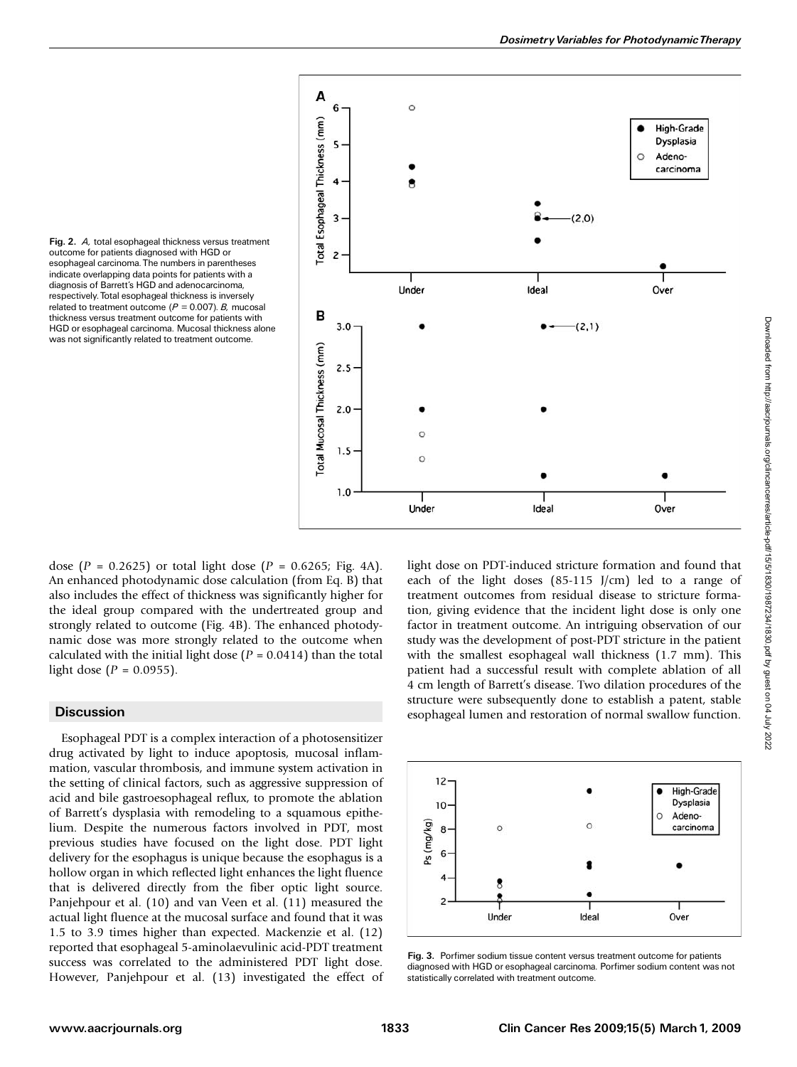**Fig. 2.** *A*, total esophageal thickness versus treatment outcome for patients diagnosed with HGD or esophageal carcinoma. The numbers in parentheses indicate overlapping data points for patients with a diagnosis of Barrett's HGD and adenocarcinoma, respectively. Total esophageal thickness is inversely related to treatment outcome ($P = 0.007$). *B*, mucosal thickness versus treatment outcome for patients with HGD or esophageal carcinoma. Mucosal thickness alone was not significantly related to treatment outcome.

dose ($P = 0.2625$) or total light dose ($P = 0.6265$; Fig. 4A). An enhanced photodynamic dose calculation (from Eq. B) that also includes the effect of thickness was significantly higher for the ideal group compared with the undertreated group and strongly related to outcome (Fig. 4B). The enhanced photodynamic dose was more strongly related to the outcome when calculated with the initial light dose ($P = 0.0414$) than the total light dose ($P = 0.0955$).

## Discussion

Esophageal PDT is a complex interaction of a photosensitizer drug activated by light to induce apoptosis, mucosal inflammation, vascular thrombosis, and immune system activation in the setting of clinical factors, such as aggressive suppression of acid and bile gastroesophageal reflux, to promote the ablation of Barrett's dysplasia with remodeling to a squamous epithelium. Despite the numerous factors involved in PDT, most previous studies have focused on the light dose. PDT light delivery for the esophagus is unique because the esophagus is a hollow organ in which reflected light enhances the light fluence that is delivered directly from the fiber optic light source. Panjehpour et al. (10) and van Veen et al. (11) measured the actual light fluence at the mucosal surface and found that it was 1.5 to 3.9 times higher than expected. Mackenzie et al. (12) reported that esophageal 5-aminolaevulinic acid-PDT treatment success was correlated to the administered PDT light dose. However, Panjehpour et al. (13) investigated the effect of light dose on PDT-induced stricture formation and found that each of the light doses (85-115 J/cm) led to a range of treatment outcomes from residual disease to stricture formation, giving evidence that the incident light dose is only one factor in treatment outcome. An intriguing observation of our study was the development of post-PDT stricture in the patient with the smallest esophageal wall thickness (1.7 mm). This patient had a successful result with complete ablation of all 4 cm length of Barrett's disease. Two dilation procedures of the structure were subsequently done to establish a patent, stable esophageal lumen and restoration of normal swallow function.

**Fig. 3.** Porfimer sodium tissue content versus treatment outcome for patients diagnosed with HGD or esophageal carcinoma. Porfimer sodium content was not statistically correlated with treatment outcome.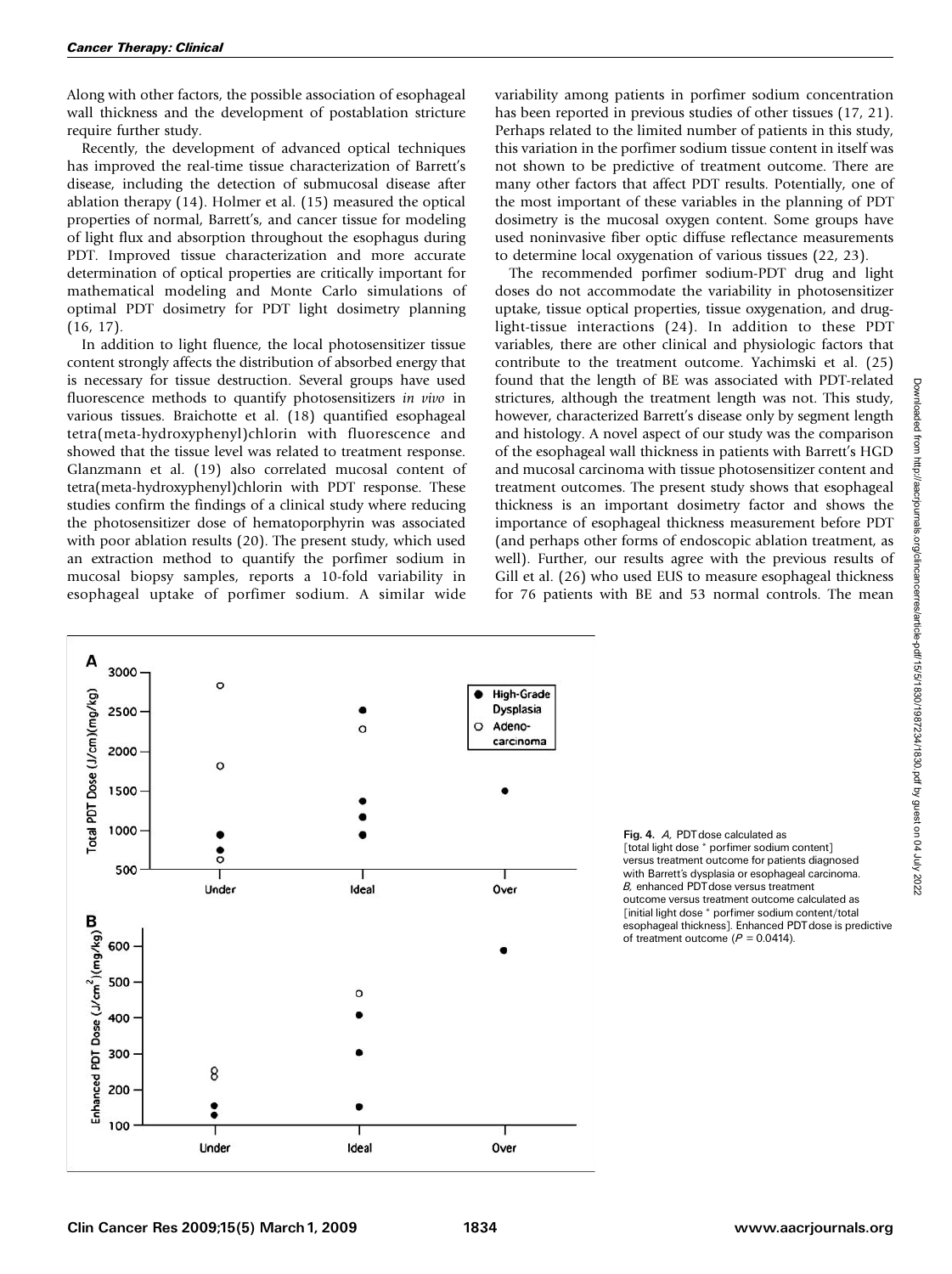Along with other factors, the possible association of esophageal wall thickness and the development of postablation stricture require further study.

Recently, the development of advanced optical techniques has improved the real-time tissue characterization of Barrett's disease, including the detection of submucosal disease after ablation therapy (14). Holmer et al. (15) measured the optical properties of normal, Barrett's, and cancer tissue for modeling of light flux and absorption throughout the esophagus during PDT. Improved tissue characterization and more accurate determination of optical properties are critically important for mathematical modeling and Monte Carlo simulations of optimal PDT dosimetry for PDT light dosimetry planning (16, 17).

In addition to light fluence, the local photosensitizer tissue content strongly affects the distribution of absorbed energy that is necessary for tissue destruction. Several groups have used fluorescence methods to quantify photosensitizers *in vivo* in various tissues. Braichotte et al. (18) quantified esophageal tetra(meta-hydroxyphenyl)chlorin with fluorescence and showed that the tissue level was related to treatment response. Glanzmann et al. (19) also correlated mucosal content of tetra(meta-hydroxyphenyl)chlorin with PDT response. These studies confirm the findings of a clinical study where reducing the photosensitizer dose of hematoporphyrin was associated with poor ablation results (20). The present study, which used an extraction method to quantify the porfimer sodium in mucosal biopsy samples, reports a 10-fold variability in esophageal uptake of porfimer sodium. A similar wide variability among patients in porfimer sodium concentration has been reported in previous studies of other tissues (17, 21). Perhaps related to the limited number of patients in this study, this variation in the porfimer sodium tissue content in itself was not shown to be predictive of treatment outcome. There are many other factors that affect PDT results. Potentially, one of the most important of these variables in the planning of PDT dosimetry is the mucosal oxygen content. Some groups have used noninvasive fiber optic diffuse reflectance measurements to determine local oxygenation of various tissues (22, 23).

The recommended porfimer sodium-PDT drug and light doses do not accommodate the variability in photosensitizer uptake, tissue optical properties, tissue oxygenation, and drug-light-tissue interactions (24). In addition to these PDT variables, there are other clinical and physiologic factors that contribute to the treatment outcome. Yachimski et al. (25) found that the length of BE was associated with PDT-related strictures, although the treatment length was not. This study, however, characterized Barrett's disease only by segment length and histology. A novel aspect of our study was the comparison of the esophageal wall thickness in patients with Barrett's HGD and mucosal carcinoma with tissue photosensitizer content and treatment outcomes. The present study shows that esophageal thickness is an important dosimetry factor and shows the importance of esophageal thickness measurement before PDT (and perhaps other forms of endoscopic ablation treatment, as well). Further, our results agree with the previous results of Gill et al. (26) who used EUS to measure esophageal thickness for 76 patients with BE and 53 normal controls. The mean

**Fig. 4.** *A*, PDT dose calculated as [total light dose * porfimer sodium content] versus treatment outcome for patients diagnosed with Barrett's dysplasia or esophageal carcinoma. *B*, enhanced PDT dose versus treatment outcome versus treatment outcome calculated as [initial light dose * porfimer sodium content/total esophageal thickness]. Enhanced PDT dose is predictive of treatment outcome ($P = 0.0414$).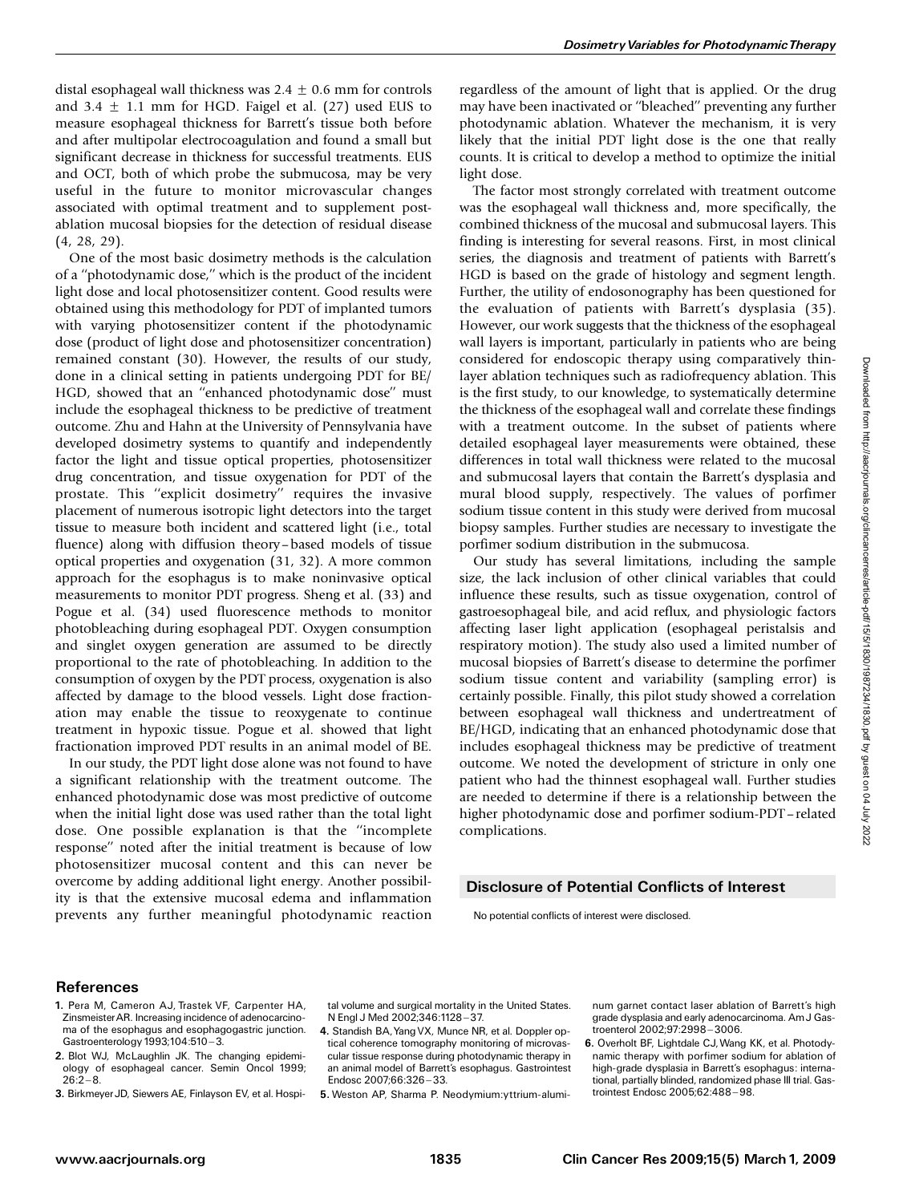distal esophageal wall thickness was 2.4 ± 0.6 mm for controls and 3.4 ± 1.1 mm for HGD. Faigel et al. (27) used EUS to measure esophageal thickness for Barrett's tissue both before and after multipolar electrocoagulation and found a small but significant decrease in thickness for successful treatments. EUS and OCT, both of which probe the submucosa, may be very useful in the future to monitor microvascular changes associated with optimal treatment and to supplement post-ablation mucosal biopsies for the detection of residual disease (4, 28, 29).

One of the most basic dosimetry methods is the calculation of a ''photodynamic dose,'' which is the product of the incident light dose and local photosensitizer content. Good results were obtained using this methodology for PDT of implanted tumors with varying photosensitizer content if the photodynamic dose (product of light dose and photosensitizer concentration) remained constant (30). However, the results of our study, done in a clinical setting in patients undergoing PDT for BE/HGD, showed that an ''enhanced photodynamic dose'' must include the esophageal thickness to be predictive of treatment outcome. Zhu and Hahn at the University of Pennsylvania have developed dosimetry systems to quantify and independently factor the light and tissue optical properties, photosensitizer drug concentration, and tissue oxygenation for PDT of the prostate. This ''explicit dosimetry'' requires the invasive placement of numerous isotropic light detectors into the target tissue to measure both incident and scattered light (i.e., total fluence) along with diffusion theory–based models of tissue optical properties and oxygenation (31, 32). A more common approach for the esophagus is to make noninvasive optical measurements to monitor PDT progress. Sheng et al. (33) and Pogue et al. (34) used fluorescence methods to monitor photobleaching during esophageal PDT. Oxygen consumption and singlet oxygen generation are assumed to be directly proportional to the rate of photobleaching. In addition to the consumption of oxygen by the PDT process, oxygenation is also affected by damage to the blood vessels. Light dose fractionation may enable the tissue to reoxygenate to continue treatment in hypoxic tissue. Pogue et al. showed that light fractionation improved PDT results in an animal model of BE.

In our study, the PDT light dose alone was not found to have a significant relationship with the treatment outcome. The enhanced photodynamic dose was most predictive of outcome when the initial light dose was used rather than the total light dose. One possible explanation is that the ''incomplete response'' noted after the initial treatment is because of low photosensitizer mucosal content and this can never be overcome by adding additional light energy. Another possibility is that the extensive mucosal edema and inflammation prevents any further meaningful photodynamic reaction regardless of the amount of light that is applied. Or the drug may have been inactivated or ''bleached'' preventing any further photodynamic ablation. Whatever the mechanism, it is very likely that the initial PDT light dose is the one that really counts. It is critical to develop a method to optimize the initial light dose.

The factor most strongly correlated with treatment outcome was the esophageal wall thickness and, more specifically, the combined thickness of the mucosal and submucosal layers. This finding is interesting for several reasons. First, in most clinical series, the diagnosis and treatment of patients with Barrett's HGD is based on the grade of histology and segment length. Further, the utility of endosonography has been questioned for the evaluation of patients with Barrett's dysplasia (35). However, our work suggests that the thickness of the esophageal wall layers is important, particularly in patients who are being considered for endoscopic therapy using comparatively thin-layer ablation techniques such as radiofrequency ablation. This is the first study, to our knowledge, to systematically determine the thickness of the esophageal wall and correlate these findings with a treatment outcome. In the subset of patients where detailed esophageal layer measurements were obtained, these differences in total wall thickness were related to the mucosal and submucosal layers that contain the Barrett's dysplasia and mural blood supply, respectively. The values of porfimer sodium tissue content in this study were derived from mucosal biopsy samples. Further studies are necessary to investigate the porfimer sodium distribution in the submucosa.

Our study has several limitations, including the sample size, the lack inclusion of other clinical variables that could influence these results, such as tissue oxygenation, control of gastroesophageal bile, and acid reflux, and physiologic factors affecting laser light application (esophageal peristalsis and respiratory motion). The study also used a limited number of mucosal biopsies of Barrett's disease to determine the porfimer sodium tissue content and variability (sampling error) is certainly possible. Finally, this pilot study showed a correlation between esophageal wall thickness and undertreatment of BE/HGD, indicating that an enhanced photodynamic dose that includes esophageal thickness may be predictive of treatment outcome. We noted the development of stricture in only one patient who had the thinnest esophageal wall. Further studies are needed to determine if there is a relationship between the higher photodynamic dose and porfimer sodium-PDT–related complications.

## Disclosure of Potential Conflicts of Interest

No potential conflicts of interest were disclosed.

## References

1. Pera M, Cameron AJ, Trastek VF, Carpenter HA, Zinsmeister AR. Increasing incidence of adenocarcinoma of the esophagus and esophagogastric junction. Gastroenterology 1993;104:510–3.
2. Blot WJ, McLaughlin JK. The changing epidemiology of esophageal cancer. Semin Oncol 1999;26:2–8.
3. Birkmeyer JD, Siewers AE, Finlayson EV, et al. Hospital volume and surgical mortality in the United States. N Engl J Med 2002;346:1128–37.
4. Standish BA, Yang VX, Munce NR, et al. Doppler optical coherence tomography monitoring of microvascular tissue response during photodynamic therapy in an animal model of Barrett's esophagus. Gastrointest Endosc 2007;66:326–33.
5. Weston AP, Sharma P. Neodymium:yttrium-aluminum garnet contact laser ablation of Barrett's high grade dysplasia and early adenocarcinoma. Am J Gastroenterol 2002;97:2998–3006.
6. Overholt BF, Lightdale CJ, Wang KK, et al. Photodynamic therapy with porfimer sodium for ablation of high-grade dysplasia in Barrett's esophagus: international, partially blinded, randomized phase III trial. Gastrointest Endosc 2005;62:488–98.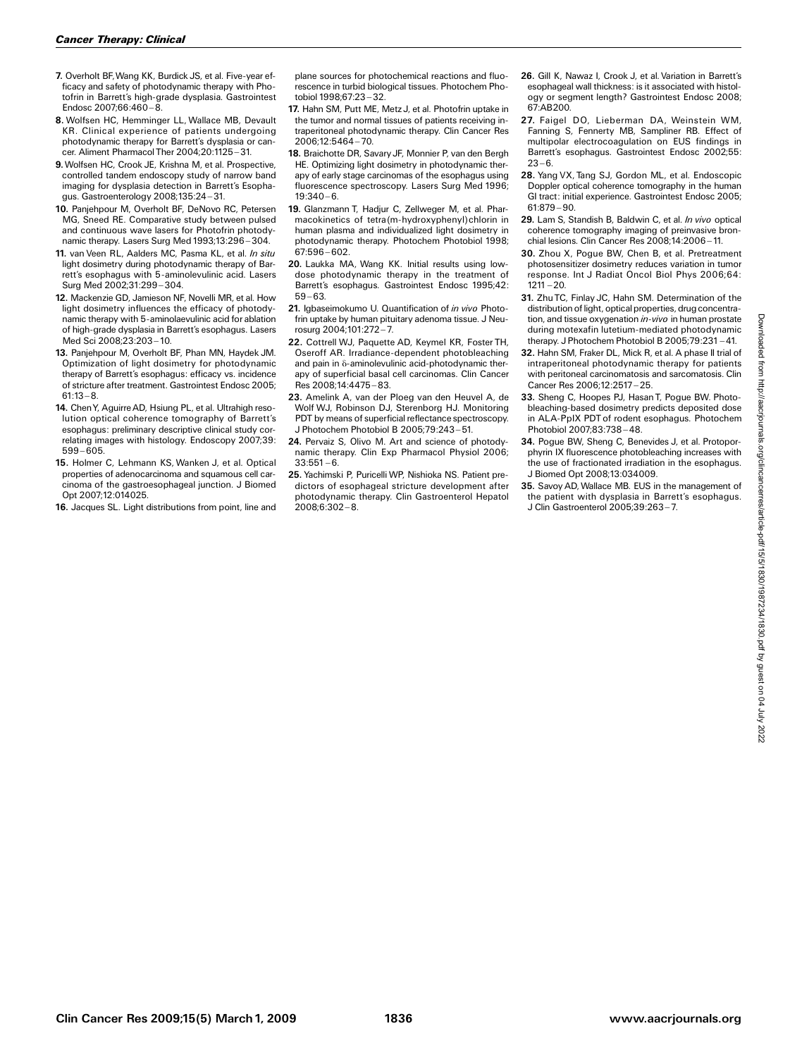7. Overholt BF, Wang KK, Burdick JS, et al. Five-year efficacy and safety of photodynamic therapy with Photofrin in Barrett's high-grade dysplasia. Gastrointest Endosc 2007;66:460–8.

8. Wolfsen HC, Hemminger LL, Wallace MB, Devault KR. Clinical experience of patients undergoing photodynamic therapy for Barrett's dysplasia or cancer. Aliment Pharmacol Ther 2004;20:1125–31.

9. Wolfsen HC, Crook JE, Krishna M, et al. Prospective, controlled tandem endoscopy study of narrow band imaging for dysplasia detection in Barrett's Esophagus. Gastroenterology 2008;135:24–31.

10. Panjehpour M, Overholt BF, DeNovo RC, Petersen MG, Sneed RE. Comparative study between pulsed and continuous wave lasers for Photofrin photodynamic therapy. Lasers Surg Med 1993;13:296–304.

11. van Veen RL, Aalders MC, Pasma KL, et al. *In situ* light dosimetry during photodynamic therapy of Barrett's esophagus with 5-aminolevulinic acid. Lasers Surg Med 2002;31:299–304.

12. Mackenzie GD, Jamieson NF, Novelli MR, et al. How light dosimetry influences the efficacy of photodynamic therapy with 5-aminolaevulinic acid for ablation of high-grade dysplasia in Barrett's esophagus. Lasers Med Sci 2008;23:203–10.

13. Panjehpour M, Overholt BF, Phan MN, Haydek JM. Optimization of light dosimetry for photodynamic therapy of Barrett's esophagus: efficacy vs. incidence of stricture after treatment. Gastrointest Endosc 2005;61:13–8.

14. Chen Y, Aguirre AD, Hsiung PL, et al. Ultrahigh resolution optical coherence tomography of Barrett's esophagus: preliminary descriptive clinical study correlating images with histology. Endoscopy 2007;39:599–605.

15. Holmer C, Lehmann KS, Wanken J, et al. Optical properties of adenocarcinoma and squamous cell carcinoma of the gastroesophageal junction. J Biomed Opt 2007;12:014025.

16. Jacques SL. Light distributions from point, line and plane sources for photochemical reactions and fluorescence in turbid biological tissues. Photochem Photobiol 1998;67:23–32.

17. Hahn SM, Putt ME, Metz J, et al. Photofrin uptake in the tumor and normal tissues of patients receiving intraperitoneal photodynamic therapy. Clin Cancer Res 2006;12:5464–70.

18. Braichotte DR, Savary JF, Monnier P, van den Bergh HE. Optimizing light dosimetry in photodynamic therapy of early stage carcinomas of the esophagus using fluorescence spectroscopy. Lasers Surg Med 1996;19:340–6.

19. Glanzmann T, Hadjur C, Zellweger M, et al. Pharmacokinetics of tetra(m-hydroxyphenyl)chlorin in human plasma and individualized light dosimetry in photodynamic therapy. Photochem Photobiol 1998;67:596–602.

20. Laukka MA, Wang KK. Initial results using low-dose photodynamic therapy in the treatment of Barrett's esophagus. Gastrointest Endosc 1995;42:59–63.

21. Igbaseimokumo U. Quantification of *in vivo* Photofrin uptake by human pituitary adenoma tissue. J Neurosurg 2004;101:272–7.

22. Cottrell WJ, Paquette AD, Keymel KR, Foster TH, Oseroff AR. Irradiance-dependent photobleaching and pain in δ-aminolevulinic acid-photodynamic therapy of superficial basal cell carcinomas. Clin Cancer Res 2008;14:4475–83.

23. Amelink A, van der Ploeg van den Heuvel A, de Wolf WJ, Robinson DJ, Sterenborg HJ. Monitoring PDT by means of superficial reflectance spectroscopy. J Photochem Photobiol B 2005;79:243–51.

24. Pervaiz S, Olivo M. Art and science of photodynamic therapy. Clin Exp Pharmacol Physiol 2006;33:551–6.

25. Yachimski P, Puricelli WP, Nishioka NS. Patient predictors of esophageal stricture development after photodynamic therapy. Clin Gastroenterol Hepatol 2008;6:302–8.

26. Gill K, Nawaz I, Crook J, et al. Variation in Barrett's esophageal wall thickness: is it associated with histology or segment length? Gastrointest Endosc 2008;67:AB200.

27. Faigel DO, Lieberman DA, Weinstein WM, Fanning S, Fennerty MB, Sampliner RB. Effect of multipolar electrocoagulation on EUS findings in Barrett's esophagus. Gastrointest Endosc 2002;55:23–6.

28. Yang VX, Tang SJ, Gordon ML, et al. Endoscopic Doppler optical coherence tomography in the human GI tract: initial experience. Gastrointest Endosc 2005;61:879–90.

29. Lam S, Standish B, Baldwin C, et al. *In vivo* optical coherence tomography imaging of preinvasive bronchial lesions. Clin Cancer Res 2008;14:2006–11.

30. Zhou X, Pogue BW, Chen B, et al. Pretreatment photosensitizer dosimetry reduces variation in tumor response. Int J Radiat Oncol Biol Phys 2006;64:1211–20.

31. Zhu TC, Finlay JC, Hahn SM. Determination of the distribution of light, optical properties, drug concentration, and tissue oxygenation *in-vivo* in human prostate during motexafin lutetium-mediated photodynamic therapy. J Photochem Photobiol B 2005;79:231–41.

32. Hahn SM, Fraker DL, Mick R, et al. A phase II trial of intraperitoneal photodynamic therapy for patients with peritoneal carcinomatosis and sarcomatosis. Clin Cancer Res 2006;12:2517–25.

33. Sheng C, Hoopes PJ, Hasan T, Pogue BW. Photobleaching-based dosimetry predicts deposited dose in ALA-PpIX PDT of rodent esophagus. Photochem Photobiol 2007;83:738–48.

34. Pogue BW, Sheng C, Benevides J, et al. Protoporphyrin IX fluorescence photobleaching increases with the use of fractionated irradiation in the esophagus. J Biomed Opt 2008;13:034009.

35. Savoy AD, Wallace MB. EUS in the management of the patient with dysplasia in Barrett's esophagus. J Clin Gastroenterol 2005;39:263–7.